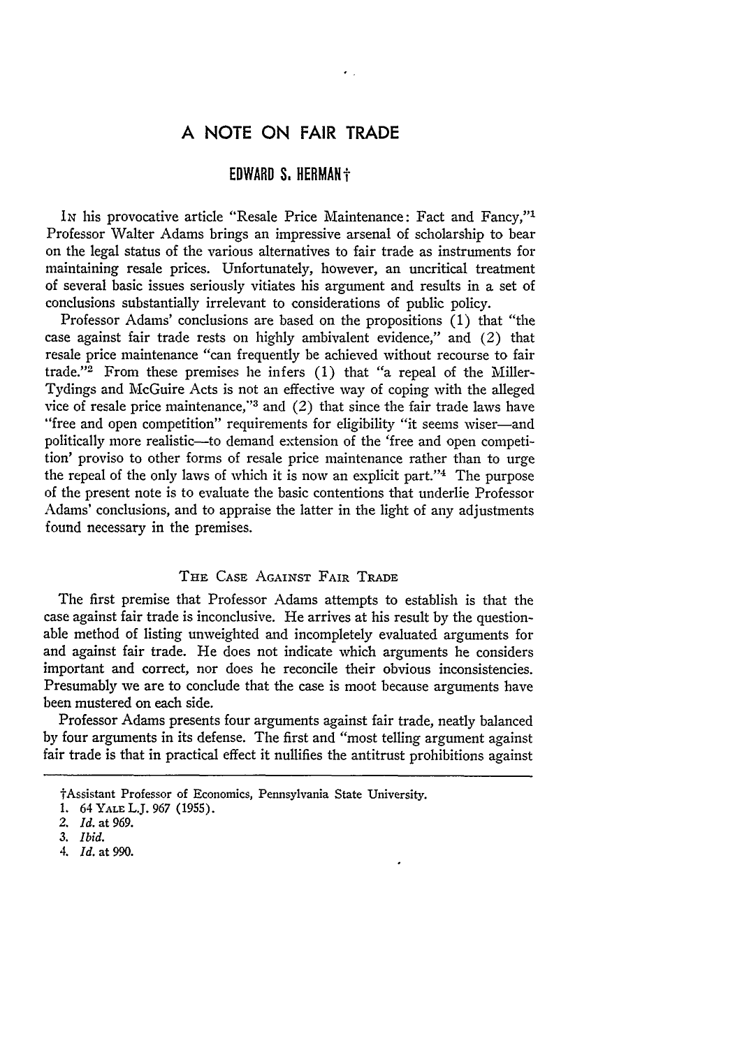# A NOTE ON FAIR TRADE

## EDWARD S. HERMAN†

In his provocative article "Resale Price Maintenance: Fact and Fancy,"[1] Professor Walter Adams brings an impressive arsenal of scholarship to bear on the legal status of the various alternatives to fair trade as instruments for maintaining resale prices. Unfortunately, however, an uncritical treatment of several basic issues seriously vitiates his argument and results in a set of conclusions substantially irrelevant to considerations of public policy.

Professor Adams' conclusions are based on the propositions (1) that "the case against fair trade rests on highly ambivalent evidence," and (2) that resale price maintenance "can frequently be achieved without recourse to fair trade."[2] From these premises he infers (1) that "a repeal of the Miller-Tydings and McGuire Acts is not an effective way of coping with the alleged vice of resale price maintenance,"[3] and (2) that since the fair trade laws have "free and open competition" requirements for eligibility "it seems wiser—and politically more realistic—to demand extension of the 'free and open competition' proviso to other forms of resale price maintenance rather than to urge the repeal of the only laws of which it is now an explicit part."[4] The purpose of the present note is to evaluate the basic contentions that underlie Professor Adams' conclusions, and to appraise the latter in the light of any adjustments found necessary in the premises.

### THE CASE AGAINST FAIR TRADE

The first premise that Professor Adams attempts to establish is that the case against fair trade is inconclusive. He arrives at his result by the questionable method of listing unweighted and incompletely evaluated arguments for and against fair trade. He does not indicate which arguments he considers important and correct, nor does he reconcile their obvious inconsistencies. Presumably we are to conclude that the case is moot because arguments have been mustered on each side.

Professor Adams presents four arguments against fair trade, neatly balanced by four arguments in its defense. The first and "most telling argument against fair trade is that in practical effect it nullifies the antitrust prohibitions against

---

†Assistant Professor of Economics, Pennsylvania State University.

1. 64 Yale L.J. 967 (1955).
2. *Id.* at 969.
3. *Ibid.*
4. *Id.* at 990.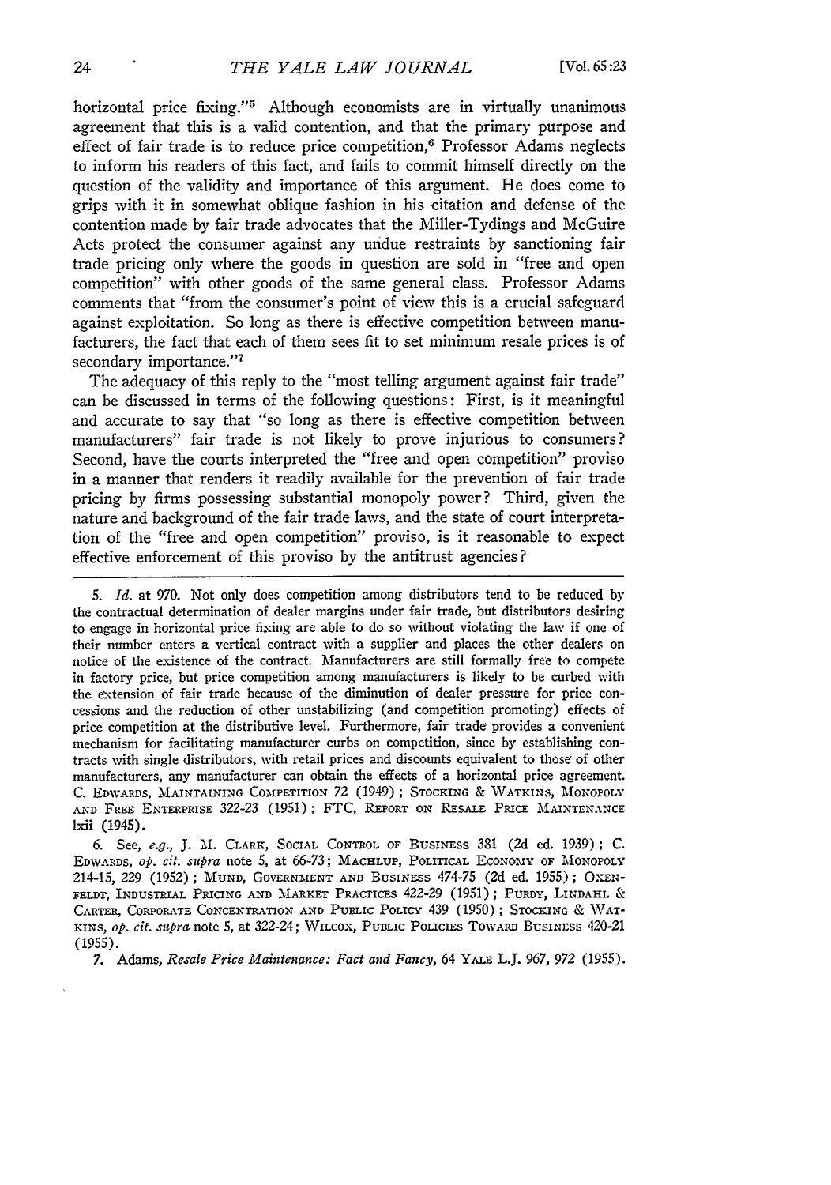horizontal price fixing."[5] Although economists are in virtually unanimous agreement that this is a valid contention, and that the primary purpose and effect of fair trade is to reduce price competition,[6] Professor Adams neglects to inform his readers of this fact, and fails to commit himself directly on the question of the validity and importance of this argument. He does come to grips with it in somewhat oblique fashion in his citation and defense of the contention made by fair trade advocates that the Miller-Tydings and McGuire Acts protect the consumer against any undue restraints by sanctioning fair trade pricing only where the goods in question are sold in "free and open competition" with other goods of the same general class. Professor Adams comments that "from the consumer's point of view this is a crucial safeguard against exploitation. So long as there is effective competition between manufacturers, the fact that each of them sees fit to set minimum resale prices is of secondary importance."[7]

The adequacy of this reply to the "most telling argument against fair trade" can be discussed in terms of the following questions: First, is it meaningful and accurate to say that "so long as there is effective competition between manufacturers" fair trade is not likely to prove injurious to consumers? Second, have the courts interpreted the "free and open competition" proviso in a manner that renders it readily available for the prevention of fair trade pricing by firms possessing substantial monopoly power? Third, given the nature and background of the fair trade laws, and the state of court interpretation of the "free and open competition" proviso, is it reasonable to expect effective enforcement of this proviso by the antitrust agencies?

---

5. *Id.* at 970. Not only does competition among distributors tend to be reduced by the contractual determination of dealer margins under fair trade, but distributors desiring to engage in horizontal price fixing are able to do so without violating the law if one of their number enters a vertical contract with a supplier and places the other dealers on notice of the existence of the contract. Manufacturers are still formally free to compete in factory price, but price competition among manufacturers is likely to be curbed with the extension of fair trade because of the diminution of dealer pressure for price concessions and the reduction of other unstabilizing (and competition promoting) effects of price competition at the distributive level. Furthermore, fair trade provides a convenient mechanism for facilitating manufacturer curbs on competition, since by establishing contracts with single distributors, with retail prices and discounts equivalent to those of other manufacturers, any manufacturer can obtain the effects of a horizontal price agreement. C. Edwards, Maintaining Competition 72 (1949); Stocking & Watkins, Monopoly and Free Enterprise 322-23 (1951); FTC, Report on Resale Price Maintenance lxii (1945).

6. See, *e.g.*, J. M. Clark, Social Control of Business 381 (2d ed. 1939); C. Edwards, *op. cit. supra* note 5, at 66-73; Machlup, Political Economy of Monopoly 214-15, 229 (1952); Mund, Government and Business 474-75 (2d ed. 1955); Oxenfeldt, Industrial Pricing and Market Practices 422-29 (1951); Purdy, Lindahl & Carter, Corporate Concentration and Public Policy 439 (1950); Stocking & Watkins, *op. cit. supra* note 5, at 322-24; Wilcox, Public Policies Toward Business 420-21 (1955).

7. Adams, *Resale Price Maintenance: Fact and Fancy*, 64 Yale L.J. 967, 972 (1955).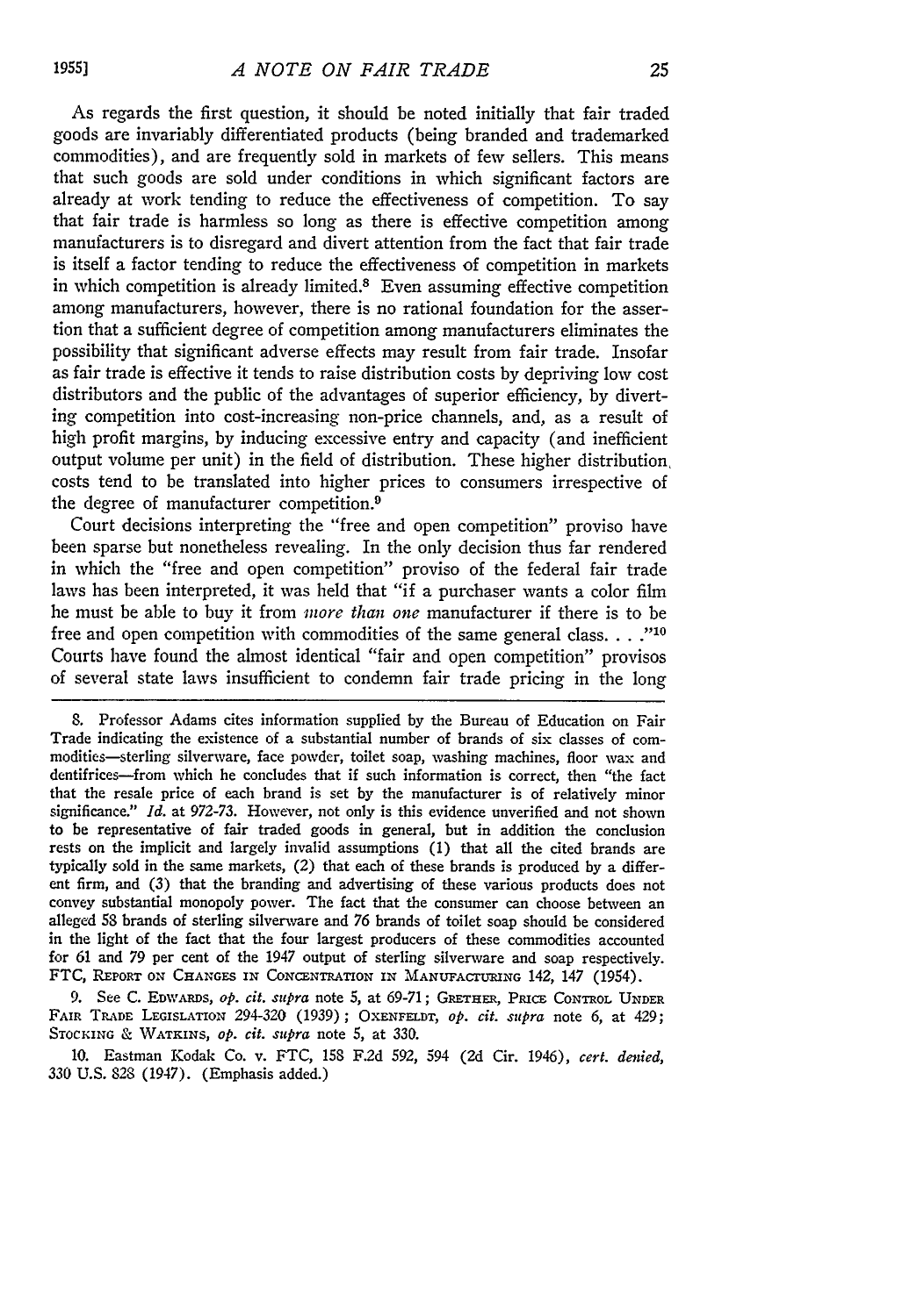As regards the first question, it should be noted initially that fair traded goods are invariably differentiated products (being branded and trademarked commodities), and are frequently sold in markets of few sellers. This means that such goods are sold under conditions in which significant factors are already at work tending to reduce the effectiveness of competition. To say that fair trade is harmless so long as there is effective competition among manufacturers is to disregard and divert attention from the fact that fair trade is itself a factor tending to reduce the effectiveness of competition in markets in which competition is already limited.[8] Even assuming effective competition among manufacturers, however, there is no rational foundation for the assertion that a sufficient degree of competition among manufacturers eliminates the possibility that significant adverse effects may result from fair trade. Insofar as fair trade is effective it tends to raise distribution costs by depriving low cost distributors and the public of the advantages of superior efficiency, by diverting competition into cost-increasing non-price channels, and, as a result of high profit margins, by inducing excessive entry and capacity (and inefficient output volume per unit) in the field of distribution. These higher distribution costs tend to be translated into higher prices to consumers irrespective of the degree of manufacturer competition.[9]

Court decisions interpreting the "free and open competition" proviso have been sparse but nonetheless revealing. In the only decision thus far rendered in which the "free and open competition" proviso of the federal fair trade laws has been interpreted, it was held that "if a purchaser wants a color film he must be able to buy it from *more than one* manufacturer if there is to be free and open competition with commodities of the same general class. . . ."[10] Courts have found the almost identical "fair and open competition" provisos of several state laws insufficient to condemn fair trade pricing in the long

---

8. Professor Adams cites information supplied by the Bureau of Education on Fair Trade indicating the existence of a substantial number of brands of six classes of commodities—sterling silverware, face powder, toilet soap, washing machines, floor wax and dentifrices—from which he concludes that if such information is correct, then "the fact that the resale price of each brand is set by the manufacturer is of relatively minor significance." *Id.* at 972-73. However, not only is this evidence unverified and not shown to be representative of fair traded goods in general, but in addition the conclusion rests on the implicit and largely invalid assumptions (1) that all the cited brands are typically sold in the same markets, (2) that each of these brands is produced by a different firm, and (3) that the branding and advertising of these various products does not convey substantial monopoly power. The fact that the consumer can choose between an alleged 58 brands of sterling silverware and 76 brands of toilet soap should be considered in the light of the fact that the four largest producers of these commodities accounted for 61 and 79 per cent of the 1947 output of sterling silverware and soap respectively. FTC, REPORT ON CHANGES IN CONCENTRATION IN MANUFACTURING 142, 147 (1954).

9. See C. EDWARDS, *op. cit. supra* note 5, at 69-71; GRETHER, PRICE CONTROL UNDER FAIR TRADE LEGISLATION 294-320 (1939); OXENFELDT, *op. cit. supra* note 6, at 429; STOCKING & WATKINS, *op. cit. supra* note 5, at 330.

10. Eastman Kodak Co. v. FTC, 158 F.2d 592, 594 (2d Cir. 1946), *cert. denied*, 330 U.S. 828 (1947). (Emphasis added.)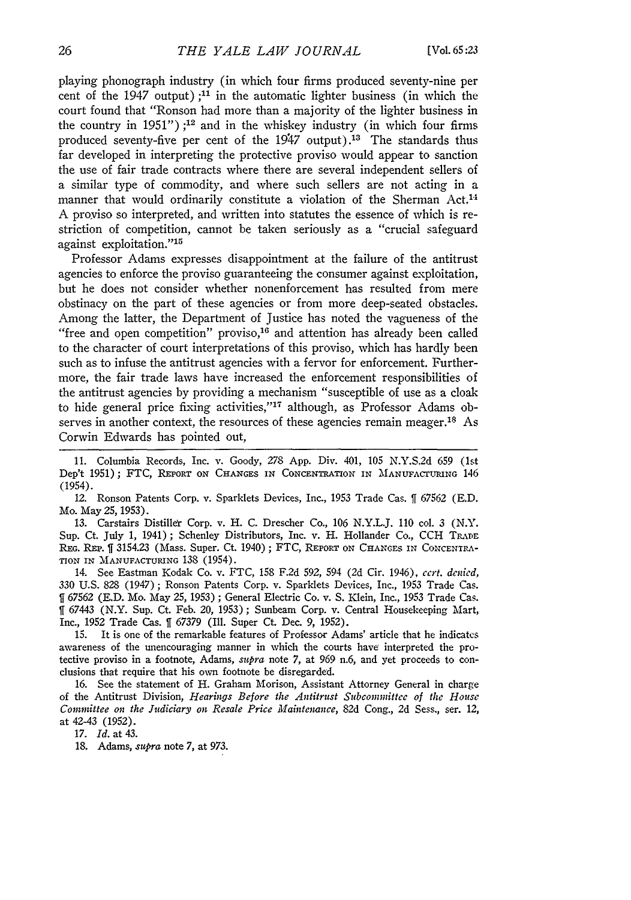playing phonograph industry (in which four firms produced seventy-nine per cent of the 1947 output);[11] in the automatic lighter business (in which the court found that "Ronson had more than a majority of the lighter business in the country in 1951");[12] and in the whiskey industry (in which four firms produced seventy-five per cent of the 1947 output).[13] The standards thus far developed in interpreting the protective proviso would appear to sanction the use of fair trade contracts where there are several independent sellers of a similar type of commodity, and where such sellers are not acting in a manner that would ordinarily constitute a violation of the Sherman Act.[14] A proviso so interpreted, and written into statutes the essence of which is restriction of competition, cannot be taken seriously as a "crucial safeguard against exploitation."[15]

Professor Adams expresses disappointment at the failure of the antitrust agencies to enforce the proviso guaranteeing the consumer against exploitation, but he does not consider whether nonenforcement has resulted from mere obstinacy on the part of these agencies or from more deep-seated obstacles. Among the latter, the Department of Justice has noted the vagueness of the "free and open competition" proviso,[16] and attention has already been called to the character of court interpretations of this proviso, which has hardly been such as to infuse the antitrust agencies with a fervor for enforcement. Furthermore, the fair trade laws have increased the enforcement responsibilities of the antitrust agencies by providing a mechanism "susceptible of use as a cloak to hide general price fixing activities,"[17] although, as Professor Adams observes in another context, the resources of these agencies remain meager.[18] As Corwin Edwards has pointed out,

---

11. Columbia Records, Inc. v. Goody, 278 App. Div. 401, 105 N.Y.S.2d 659 (1st Dep't 1951); FTC, REPORT ON CHANGES IN CONCENTRATION IN MANUFACTURING 146 (1954).

12. Ronson Patents Corp. v. Sparklets Devices, Inc., 1953 Trade Cas. ¶ 67562 (E.D. Mo. May 25, 1953).

13. Carstairs Distiller Corp. v. H. C. Drescher Co., 106 N.Y.L.J. 110 col. 3 (N.Y. Sup. Ct. July 1, 1941); Schenley Distributors, Inc. v. H. Hollander Co., CCH TRADE REG. REP. ¶ 3154.23 (Mass. Super. Ct. 1940); FTC, REPORT ON CHANGES IN CONCENTRATION IN MANUFACTURING 138 (1954).

14. See Eastman Kodak Co. v. FTC, 158 F.2d 592, 594 (2d Cir. 1946), *cert. denied*, 330 U.S. 828 (1947); Ronson Patents Corp. v. Sparklets Devices, Inc., 1953 Trade Cas. ¶ 67562 (E.D. Mo. May 25, 1953); General Electric Co. v. S. Klein, Inc., 1953 Trade Cas. ¶ 67443 (N.Y. Sup. Ct. Feb. 20, 1953); Sunbeam Corp. v. Central Housekeeping Mart, Inc., 1952 Trade Cas. ¶ 67379 (Ill. Super Ct. Dec. 9, 1952).

15. It is one of the remarkable features of Professor Adams' article that he indicates awareness of the unencouraging manner in which the courts have interpreted the protective proviso in a footnote, Adams, *supra* note 7, at 969 n.6, and yet proceeds to conclusions that require that his own footnote be disregarded.

16. See the statement of H. Graham Morison, Assistant Attorney General in charge of the Antitrust Division, *Hearings Before the Antitrust Subcommittee of the House Committee on the Judiciary on Resale Price Maintenance*, 82d Cong., 2d Sess., ser. 12, at 42-43 (1952).

17. *Id.* at 43.

18. Adams, *supra* note 7, at 973.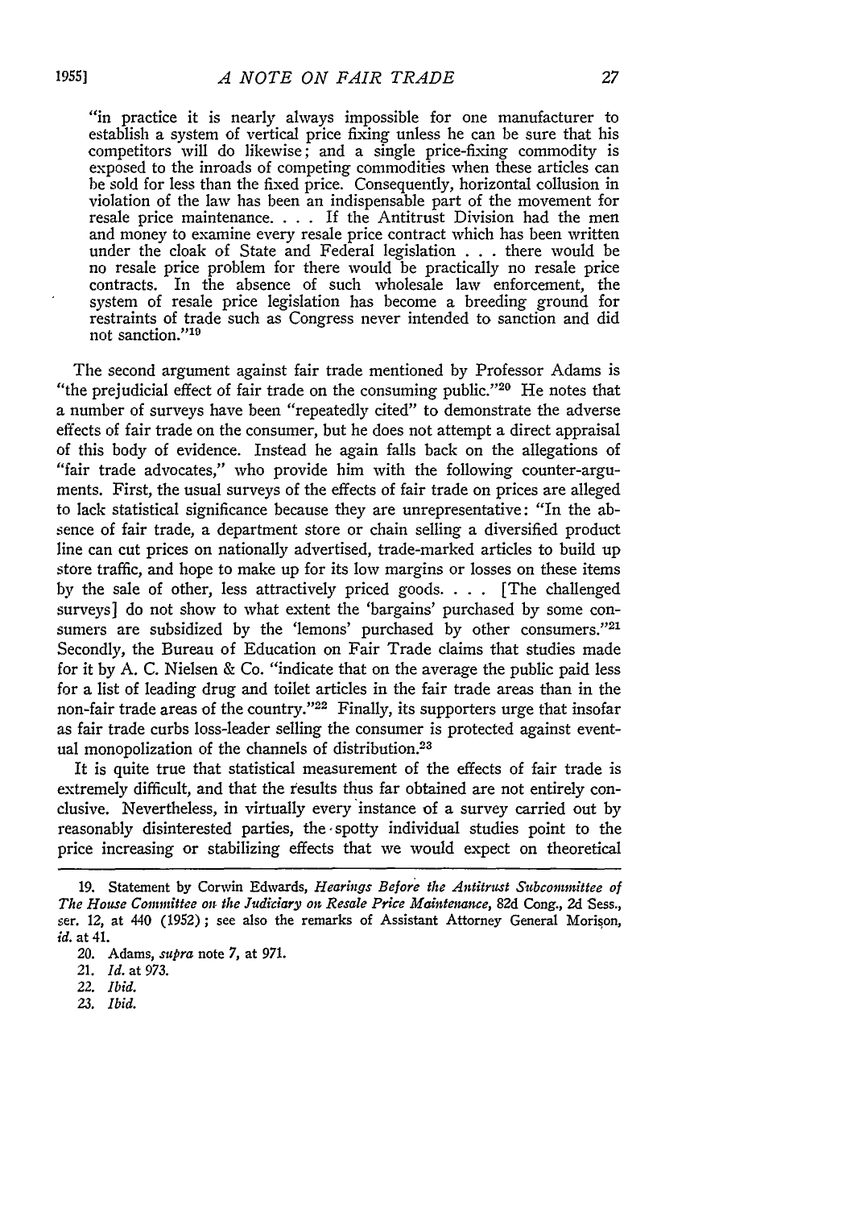"in practice it is nearly always impossible for one manufacturer to establish a system of vertical price fixing unless he can be sure that his competitors will do likewise; and a single price-fixing commodity is exposed to the inroads of competing commodities when these articles can be sold for less than the fixed price. Consequently, horizontal collusion in violation of the law has been an indispensable part of the movement for resale price maintenance. . . . If the Antitrust Division had the men and money to examine every resale price contract which has been written under the cloak of State and Federal legislation . . . there would be no resale price problem for there would be practically no resale price contracts. In the absence of such wholesale law enforcement, the system of resale price legislation has become a breeding ground for restraints of trade such as Congress never intended to sanction and did not sanction."[19]

The second argument against fair trade mentioned by Professor Adams is "the prejudicial effect of fair trade on the consuming public."[20] He notes that a number of surveys have been "repeatedly cited" to demonstrate the adverse effects of fair trade on the consumer, but he does not attempt a direct appraisal of this body of evidence. Instead he again falls back on the allegations of "fair trade advocates," who provide him with the following counter-arguments. First, the usual surveys of the effects of fair trade on prices are alleged to lack statistical significance because they are unrepresentative: "In the absence of fair trade, a department store or chain selling a diversified product line can cut prices on nationally advertised, trade-marked articles to build up store traffic, and hope to make up for its low margins or losses on these items by the sale of other, less attractively priced goods. . . . [The challenged surveys] do not show to what extent the 'bargains' purchased by some consumers are subsidized by the 'lemons' purchased by other consumers."[21] Secondly, the Bureau of Education on Fair Trade claims that studies made for it by A. C. Nielsen & Co. "indicate that on the average the public paid less for a list of leading drug and toilet articles in the fair trade areas than in the non-fair trade areas of the country."[22] Finally, its supporters urge that insofar as fair trade curbs loss-leader selling the consumer is protected against eventual monopolization of the channels of distribution.[23]

It is quite true that statistical measurement of the effects of fair trade is extremely difficult, and that the results thus far obtained are not entirely conclusive. Nevertheless, in virtually every instance of a survey carried out by reasonably disinterested parties, the spotty individual studies point to the price increasing or stabilizing effects that we would expect on theoretical

---

19. Statement by Corwin Edwards, *Hearings Before the Antitrust Subcommittee of The House Committee on the Judiciary on Resale Price Maintenance*, 82d Cong., 2d Sess., ser. 12, at 440 (1952); see also the remarks of Assistant Attorney General Morison, *id.* at 41.

20. Adams, *supra* note 7, at 971.

21. *Id.* at 973.

22. *Ibid.*

23. *Ibid.*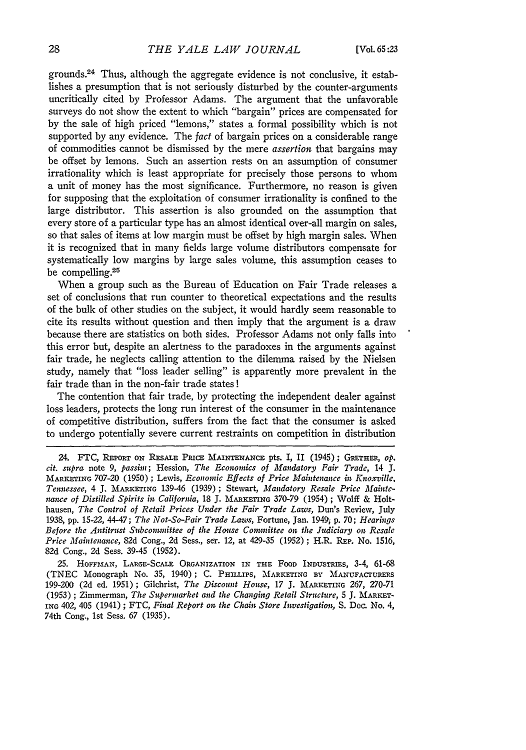grounds.[24] Thus, although the aggregate evidence is not conclusive, it establishes a presumption that is not seriously disturbed by the counter-arguments uncritically cited by Professor Adams. The argument that the unfavorable surveys do not show the extent to which "bargain" prices are compensated for by the sale of high priced "lemons," states a formal possibility which is not supported by any evidence. The *fact* of bargain prices on a considerable range of commodities cannot be dismissed by the mere *assertion* that bargains may be offset by lemons. Such an assertion rests on an assumption of consumer irrationality which is least appropriate for precisely those persons to whom a unit of money has the most significance. Furthermore, no reason is given for supposing that the exploitation of consumer irrationality is confined to the large distributor. This assertion is also grounded on the assumption that every store of a particular type has an almost identical over-all margin on sales, so that sales of items at low margin must be offset by high margin sales. When it is recognized that in many fields large volume distributors compensate for systematically low margins by large sales volume, this assumption ceases to be compelling.[25]

When a group such as the Bureau of Education on Fair Trade releases a set of conclusions that run counter to theoretical expectations and the results of the bulk of other studies on the subject, it would hardly seem reasonable to cite its results without question and then imply that the argument is a draw because there are statistics on both sides. Professor Adams not only falls into this error but, despite an alertness to the paradoxes in the arguments against fair trade, he neglects calling attention to the dilemma raised by the Nielsen study, namely that "loss leader selling" is apparently more prevalent in the fair trade than in the non-fair trade states!

The contention that fair trade, by protecting the independent dealer against loss leaders, protects the long run interest of the consumer in the maintenance of competitive distribution, suffers from the fact that the consumer is asked to undergo potentially severe current restraints on competition in distribution

24. FTC, Report on Resale Price Maintenance pts. I, II (1945); Grether, *op. cit. supra* note 9, *passim*; Hession, *The Economics of Mandatory Fair Trade*, 14 J. Marketing 707-20 (1950); Lewis, *Economic Effects of Price Maintenance in Knoxville, Tennessee*, 4 J. Marketing 139-46 (1939); Stewart, *Mandatory Resale Price Maintenance of Distilled Spirits in California*, 18 J. Marketing 370-79 (1954); Wolff & Holthausen, *The Control of Retail Prices Under the Fair Trade Laws*, Dun's Review, July 1938, pp. 15-22, 44-47; *The Not-So-Fair Trade Laws*, Fortune, Jan. 1949, p. 70; *Hearings Before the Antitrust Subcommittee of the House Committee on the Judiciary on Resale Price Maintenance*, 82d Cong., 2d Sess., ser. 12, at 429-35 (1952); H.R. Rep. No. 1516, 82d Cong., 2d Sess. 39-45 (1952).

25. Hoffman, Large-Scale Organization in the Food Industries, 3-4, 61-68 (TNEC Monograph No. 35, 1940); C. Phillips, Marketing by Manufacturers 199-200 (2d ed. 1951); Gilchrist, *The Discount House*, 17 J. Marketing 267, 270-71 (1953); Zimmerman, *The Supermarket and the Changing Retail Structure*, 5 J. Marketing 402, 405 (1941); FTC, *Final Report on the Chain Store Investigation*, S. Doc. No. 4, 74th Cong., 1st Sess. 67 (1935).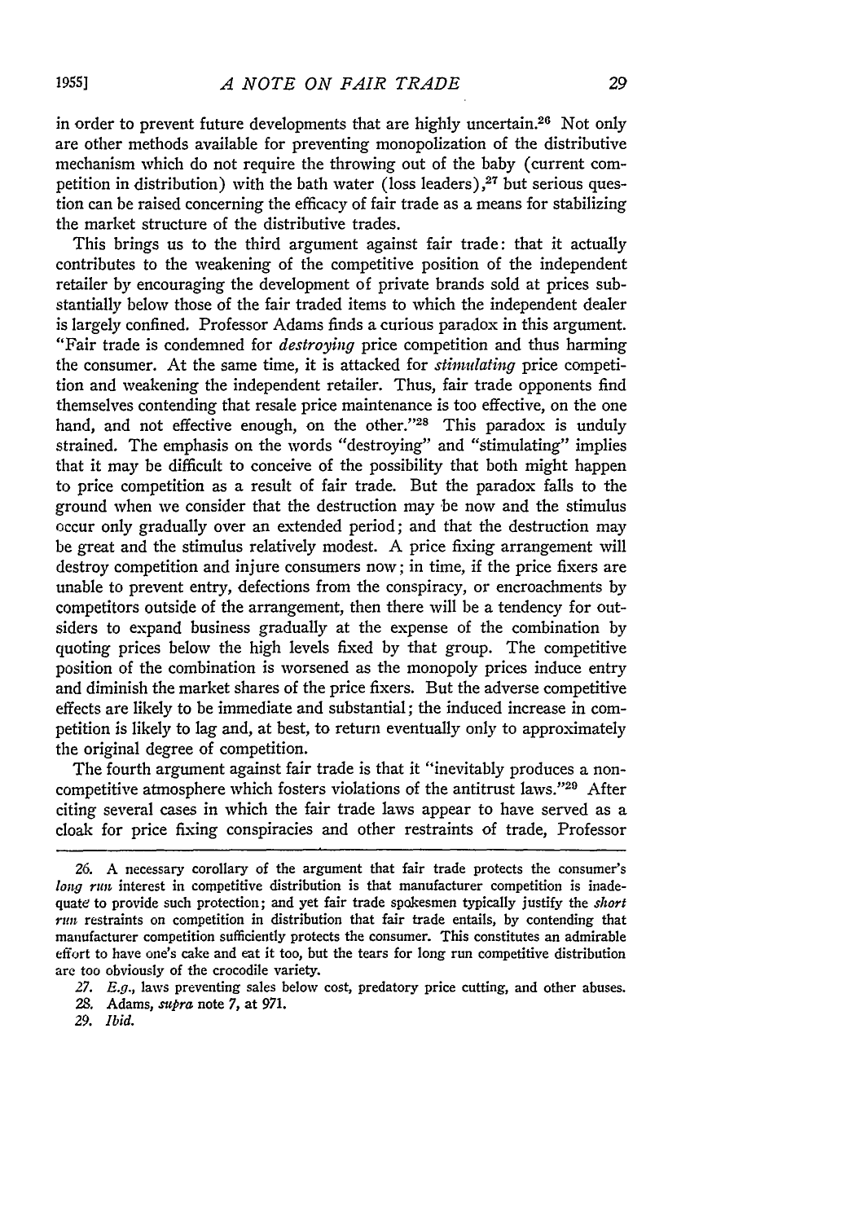in order to prevent future developments that are highly uncertain.[26] Not only are other methods available for preventing monopolization of the distributive mechanism which do not require the throwing out of the baby (current competition in distribution) with the bath water (loss leaders),[27] but serious question can be raised concerning the efficacy of fair trade as a means for stabilizing the market structure of the distributive trades.

This brings us to the third argument against fair trade: that it actually contributes to the weakening of the competitive position of the independent retailer by encouraging the development of private brands sold at prices substantially below those of the fair traded items to which the independent dealer is largely confined. Professor Adams finds a curious paradox in this argument. "Fair trade is condemned for *destroying* price competition and thus harming the consumer. At the same time, it is attacked for *stimulating* price competition and weakening the independent retailer. Thus, fair trade opponents find themselves contending that resale price maintenance is too effective, on the one hand, and not effective enough, on the other."[28] This paradox is unduly strained. The emphasis on the words "destroying" and "stimulating" implies that it may be difficult to conceive of the possibility that both might happen to price competition as a result of fair trade. But the paradox falls to the ground when we consider that the destruction may be now and the stimulus occur only gradually over an extended period; and that the destruction may be great and the stimulus relatively modest. A price fixing arrangement will destroy competition and injure consumers now; in time, if the price fixers are unable to prevent entry, defections from the conspiracy, or encroachments by competitors outside of the arrangement, then there will be a tendency for outsiders to expand business gradually at the expense of the combination by quoting prices below the high levels fixed by that group. The competitive position of the combination is worsened as the monopoly prices induce entry and diminish the market shares of the price fixers. But the adverse competitive effects are likely to be immediate and substantial; the induced increase in competition is likely to lag and, at best, to return eventually only to approximately the original degree of competition.

The fourth argument against fair trade is that it "inevitably produces a non-competitive atmosphere which fosters violations of the antitrust laws."[29] After citing several cases in which the fair trade laws appear to have served as a cloak for price fixing conspiracies and other restraints of trade, Professor

---

26. A necessary corollary of the argument that fair trade protects the consumer's *long run* interest in competitive distribution is that manufacturer competition is inadequate to provide such protection; and yet fair trade spokesmen typically justify the *short run* restraints on competition in distribution that fair trade entails, by contending that manufacturer competition sufficiently protects the consumer. This constitutes an admirable effort to have one's cake and eat it too, but the tears for long run competitive distribution are too obviously of the crocodile variety.

27. *E.g.*, laws preventing sales below cost, predatory price cutting, and other abuses.

28. Adams, *supra* note 7, at 971.

29. *Ibid.*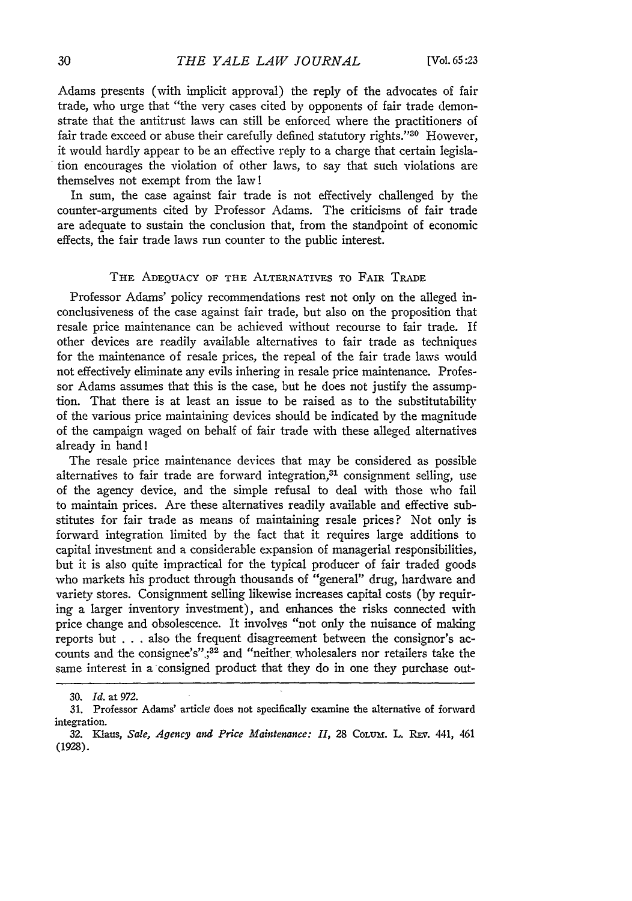Adams presents (with implicit approval) the reply of the advocates of fair trade, who urge that "the very cases cited by opponents of fair trade demonstrate that the antitrust laws can still be enforced where the practitioners of fair trade exceed or abuse their carefully defined statutory rights."[30] However, it would hardly appear to be an effective reply to a charge that certain legislation encourages the violation of other laws, to say that such violations are themselves not exempt from the law!

In sum, the case against fair trade is not effectively challenged by the counter-arguments cited by Professor Adams. The criticisms of fair trade are adequate to sustain the conclusion that, from the standpoint of economic effects, the fair trade laws run counter to the public interest.

### THE ADEQUACY OF THE ALTERNATIVES TO FAIR TRADE

Professor Adams' policy recommendations rest not only on the alleged inconclusiveness of the case against fair trade, but also on the proposition that resale price maintenance can be achieved without recourse to fair trade. If other devices are readily available alternatives to fair trade as techniques for the maintenance of resale prices, the repeal of the fair trade laws would not effectively eliminate any evils inhering in resale price maintenance. Professor Adams assumes that this is the case, but he does not justify the assumption. That there is at least an issue to be raised as to the substitutability of the various price maintaining devices should be indicated by the magnitude of the campaign waged on behalf of fair trade with these alleged alternatives already in hand!

The resale price maintenance devices that may be considered as possible alternatives to fair trade are forward integration,[31] consignment selling, use of the agency device, and the simple refusal to deal with those who fail to maintain prices. Are these alternatives readily available and effective substitutes for fair trade as means of maintaining resale prices? Not only is forward integration limited by the fact that it requires large additions to capital investment and a considerable expansion of managerial responsibilities, but it is also quite impractical for the typical producer of fair traded goods who markets his product through thousands of "general" drug, hardware and variety stores. Consignment selling likewise increases capital costs (by requiring a larger inventory investment), and enhances the risks connected with price change and obsolescence. It involves "not only the nuisance of making reports but . . . also the frequent disagreement between the consignor's accounts and the consignee's";[32] and "neither wholesalers nor retailers take the same interest in a consigned product that they do in one they purchase out-

---

30. *Id.* at 972.

31. Professor Adams' article does not specifically examine the alternative of forward integration.

32. Klaus, *Sale, Agency and Price Maintenance: II*, 28 COLUM. L. REV. 441, 461 (1928).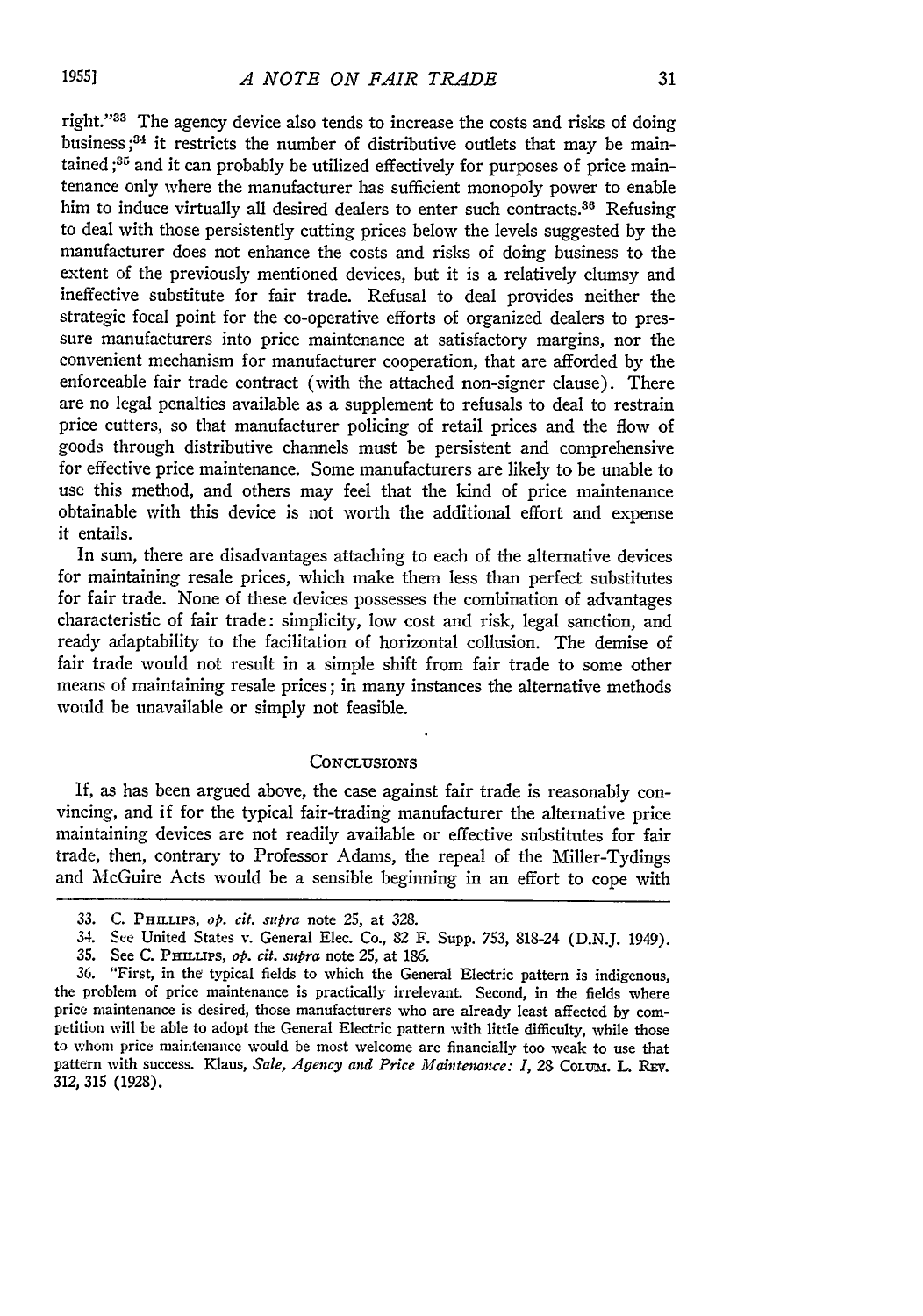right."[33] The agency device also tends to increase the costs and risks of doing business;[34] it restricts the number of distributive outlets that may be maintained;[35] and it can probably be utilized effectively for purposes of price maintenance only where the manufacturer has sufficient monopoly power to enable him to induce virtually all desired dealers to enter such contracts.[36] Refusing to deal with those persistently cutting prices below the levels suggested by the manufacturer does not enhance the costs and risks of doing business to the extent of the previously mentioned devices, but it is a relatively clumsy and ineffective substitute for fair trade. Refusal to deal provides neither the strategic focal point for the co-operative efforts of organized dealers to pressure manufacturers into price maintenance at satisfactory margins, nor the convenient mechanism for manufacturer cooperation, that are afforded by the enforceable fair trade contract (with the attached non-signer clause). There are no legal penalties available as a supplement to refusals to deal to restrain price cutters, so that manufacturer policing of retail prices and the flow of goods through distributive channels must be persistent and comprehensive for effective price maintenance. Some manufacturers are likely to be unable to use this method, and others may feel that the kind of price maintenance obtainable with this device is not worth the additional effort and expense it entails.

In sum, there are disadvantages attaching to each of the alternative devices for maintaining resale prices, which make them less than perfect substitutes for fair trade. None of these devices possesses the combination of advantages characteristic of fair trade: simplicity, low cost and risk, legal sanction, and ready adaptability to the facilitation of horizontal collusion. The demise of fair trade would not result in a simple shift from fair trade to some other means of maintaining resale prices; in many instances the alternative methods would be unavailable or simply not feasible.

## CONCLUSIONS

If, as has been argued above, the case against fair trade is reasonably convincing, and if for the typical fair-trading manufacturer the alternative price maintaining devices are not readily available or effective substitutes for fair trade, then, contrary to Professor Adams, the repeal of the Miller-Tydings and McGuire Acts would be a sensible beginning in an effort to cope with

---

33. C. PHILLIPS, *op. cit. supra* note 25, at 328.

34. See United States v. General Elec. Co., 82 F. Supp. 753, 818-24 (D.N.J. 1949).

35. See C. PHILLIPS, *op. cit. supra* note 25, at 186.

36. "First, in the typical fields to which the General Electric pattern is indigenous, the problem of price maintenance is practically irrelevant. Second, in the fields where price maintenance is desired, those manufacturers who are already least affected by competition will be able to adopt the General Electric pattern with little difficulty, while those to whom price maintenance would be most welcome are financially too weak to use that pattern with success. Klaus, *Sale, Agency and Price Maintenance: I*, 28 COLUM. L. REV. 312, 315 (1928).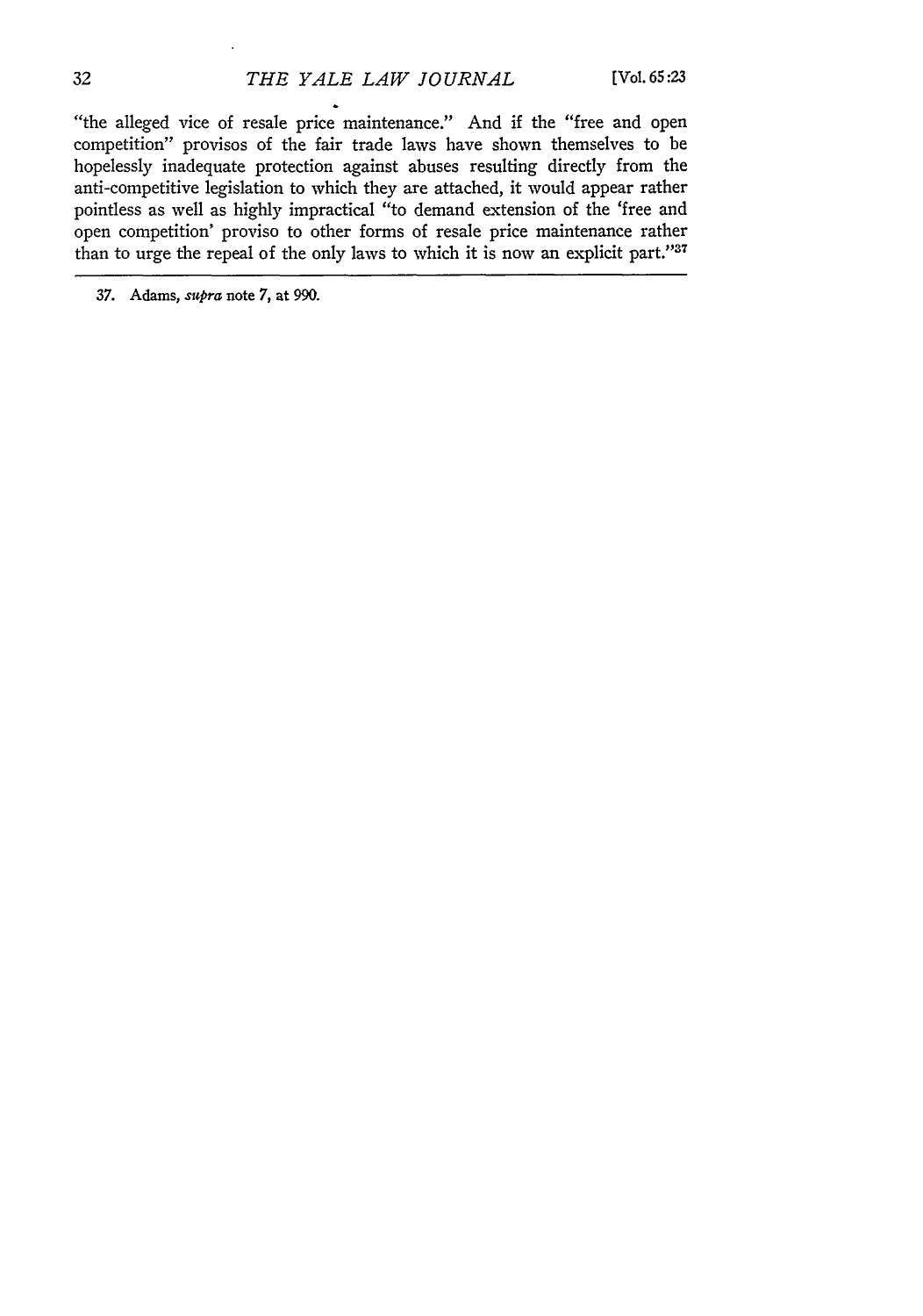"the alleged vice of resale price maintenance." And if the "free and open competition" provisos of the fair trade laws have shown themselves to be hopelessly inadequate protection against abuses resulting directly from the anti-competitive legislation to which they are attached, it would appear rather pointless as well as highly impractical "to demand extension of the 'free and open competition' proviso to other forms of resale price maintenance rather than to urge the repeal of the only laws to which it is now an explicit part."[37]

---

37. Adams, *supra* note 7, at 990.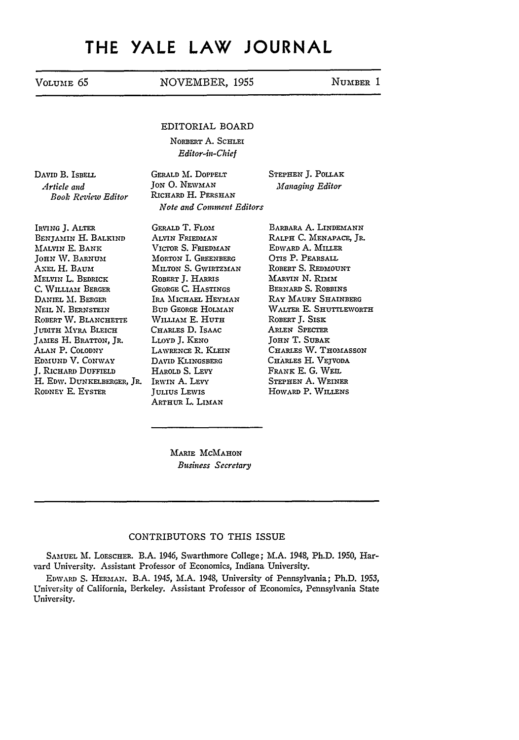# THE YALE LAW JOURNAL

VOLUME 65 | NOVEMBER, 1955 | NUMBER 1

## EDITORIAL BOARD

NORBERT A. SCHLEI
*Editor-in-Chief*

DAVID B. ISBELL
*Article and Book Review Editor*

GERALD M. DOPPELT
JON O. NEWMAN
RICHARD H. PERSHAN
*Note and Comment Editors*

STEPHEN J. POLLAK
*Managing Editor*

IRVING J. ALTER
BENJAMIN H. BALKIND
MALVIN E. BANK
JOHN W. BARNUM
AXEL H. BAUM
MELVIN L. BEDRICK
C. WILLIAM BERGER
DANIEL M. BERGER
NEIL N. BERNSTEIN
ROBERT W. BLANCHETTE
JUDITH MYRA BLEICH
JAMES H. BRATTON, JR.
ALAN P. COLODNY
EDMUND V. CONWAY
J. RICHARD DUFFIELD
H. EDW. DUNKELBERGER, JR.
RODNEY E. EYSTER

GERALD T. FLOM
ALVIN FRIEDMAN
VICTOR S. FRIEDMAN
MORTON I. GREENBERG
MILTON S. GWIRTZMAN
ROBERT J. HARRIS
GEORGE C. HASTINGS
IRA MICHAEL HEYMAN
BUD GEORGE HOLMAN
WILLIAM E. HUTH
CHARLES D. ISAAC
LLOYD J. KENO
LAWRENCE R. KLEIN
DAVID KLINGSBERG
HAROLD S. LEVY
IRWIN A. LEVY
JULIUS LEWIS
ARTHUR L. LIMAN

BARBARA A. LINDEMANN
RALPH C. MENAPACE, JR.
EDWARD A. MILLER
OTIS P. PEARSALL
ROBERT S. REDMOUNT
MARVIN N. RIMM
BERNARD S. ROBBINS
RAY MAURY SHAINBERG
WALTER E. SHUTTLEWORTH
ROBERT J. SISK
ARLEN SPECTER
JOHN T. SUBAK
CHARLES W. THOMASSON
CHARLES H. VEJVODA
FRANK E. G. WEIL
STEPHEN A. WEINER
HOWARD P. WILLENS

MARIE MCMAHON
*Business Secretary*

## CONTRIBUTORS TO THIS ISSUE

SAMUEL M. LOESCHER. B.A. 1946, Swarthmore College; M.A. 1948, Ph.D. 1950, Harvard University. Assistant Professor of Economics, Indiana University.

EDWARD S. HERMAN. B.A. 1945, M.A. 1948, University of Pennsylvania; Ph.D. 1953, University of California, Berkeley. Assistant Professor of Economics, Pennsylvania State University.